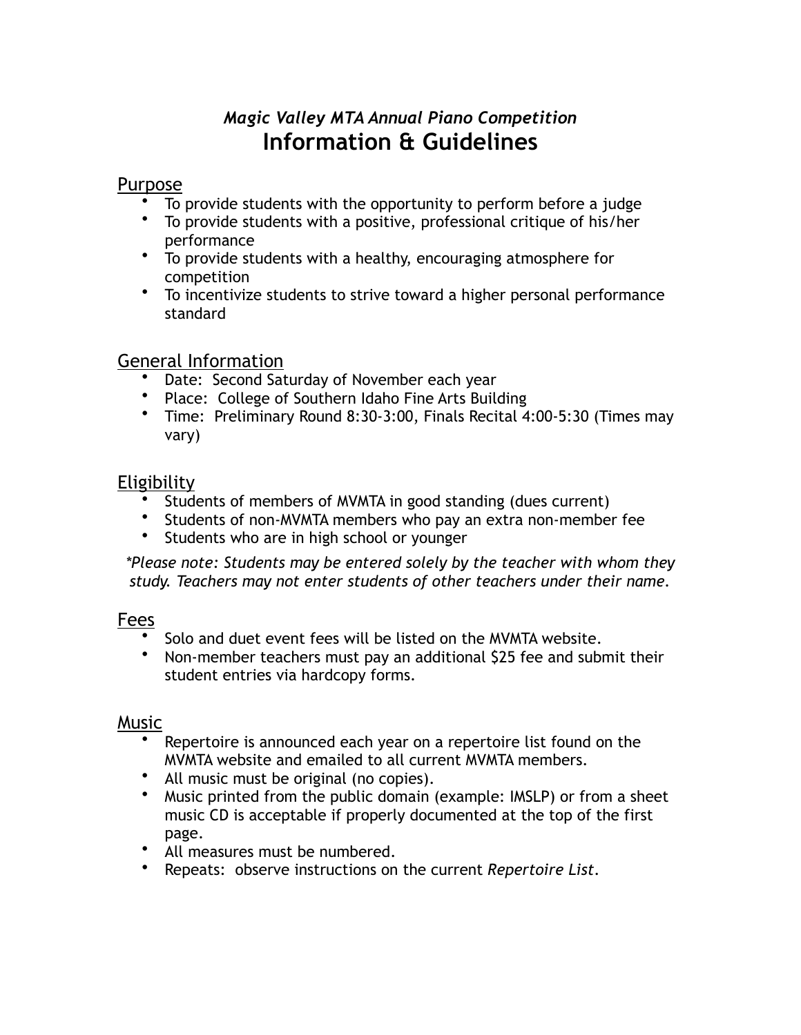*Magic Valley MTA Annual Piano Competition*

# Information & Guidelines

## Purpose

- To provide students with the opportunity to perform before a judge
- To provide students with a positive, professional critique of his/her performance
- To provide students with a healthy, encouraging atmosphere for competition
- To incentivize students to strive toward a higher personal performance standard

## General Information

- Date: Second Saturday of November each year
- Place: College of Southern Idaho Fine Arts Building
- Time: Preliminary Round 8:30-3:00, Finals Recital 4:00-5:30 (Times may vary)

## Eligibility

- Students of members of MVMTA in good standing (dues current)
- Students of non-MVMTA members who pay an extra non-member fee
- Students who are in high school or younger

*\*Please note: Students may be entered solely by the teacher with whom they study. Teachers may not enter students of other teachers under their name.*

## Fees

- Solo and duet event fees will be listed on the MVMTA website.
- Non-member teachers must pay an additional $25 fee and submit their student entries via hardcopy forms.

## Music

- Repertoire is announced each year on a repertoire list found on the MVMTA website and emailed to all current MVMTA members.
- All music must be original (no copies).
- Music printed from the public domain (example: IMSLP) or from a sheet music CD is acceptable if properly documented at the top of the first page.
- All measures must be numbered.
- Repeats: observe instructions on the current *Repertoire List*.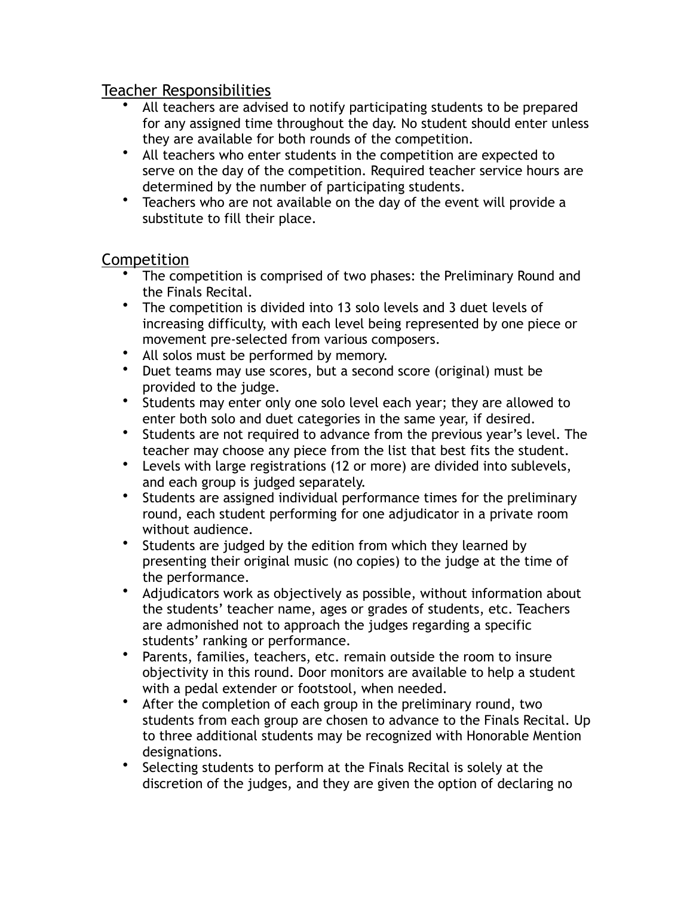## Teacher Responsibilities

- All teachers are advised to notify participating students to be prepared for any assigned time throughout the day. No student should enter unless they are available for both rounds of the competition.
- All teachers who enter students in the competition are expected to serve on the day of the competition. Required teacher service hours are determined by the number of participating students.
- Teachers who are not available on the day of the event will provide a substitute to fill their place.

## Competition

- The competition is comprised of two phases: the Preliminary Round and the Finals Recital.
- The competition is divided into 13 solo levels and 3 duet levels of increasing difficulty, with each level being represented by one piece or movement pre-selected from various composers.
- All solos must be performed by memory.
- Duet teams may use scores, but a second score (original) must be provided to the judge.
- Students may enter only one solo level each year; they are allowed to enter both solo and duet categories in the same year, if desired.
- Students are not required to advance from the previous year's level. The teacher may choose any piece from the list that best fits the student.
- Levels with large registrations (12 or more) are divided into sublevels, and each group is judged separately.
- Students are assigned individual performance times for the preliminary round, each student performing for one adjudicator in a private room without audience.
- Students are judged by the edition from which they learned by presenting their original music (no copies) to the judge at the time of the performance.
- Adjudicators work as objectively as possible, without information about the students' teacher name, ages or grades of students, etc. Teachers are admonished not to approach the judges regarding a specific students' ranking or performance.
- Parents, families, teachers, etc. remain outside the room to insure objectivity in this round. Door monitors are available to help a student with a pedal extender or footstool, when needed.
- After the completion of each group in the preliminary round, two students from each group are chosen to advance to the Finals Recital. Up to three additional students may be recognized with Honorable Mention designations.
- Selecting students to perform at the Finals Recital is solely at the discretion of the judges, and they are given the option of declaring no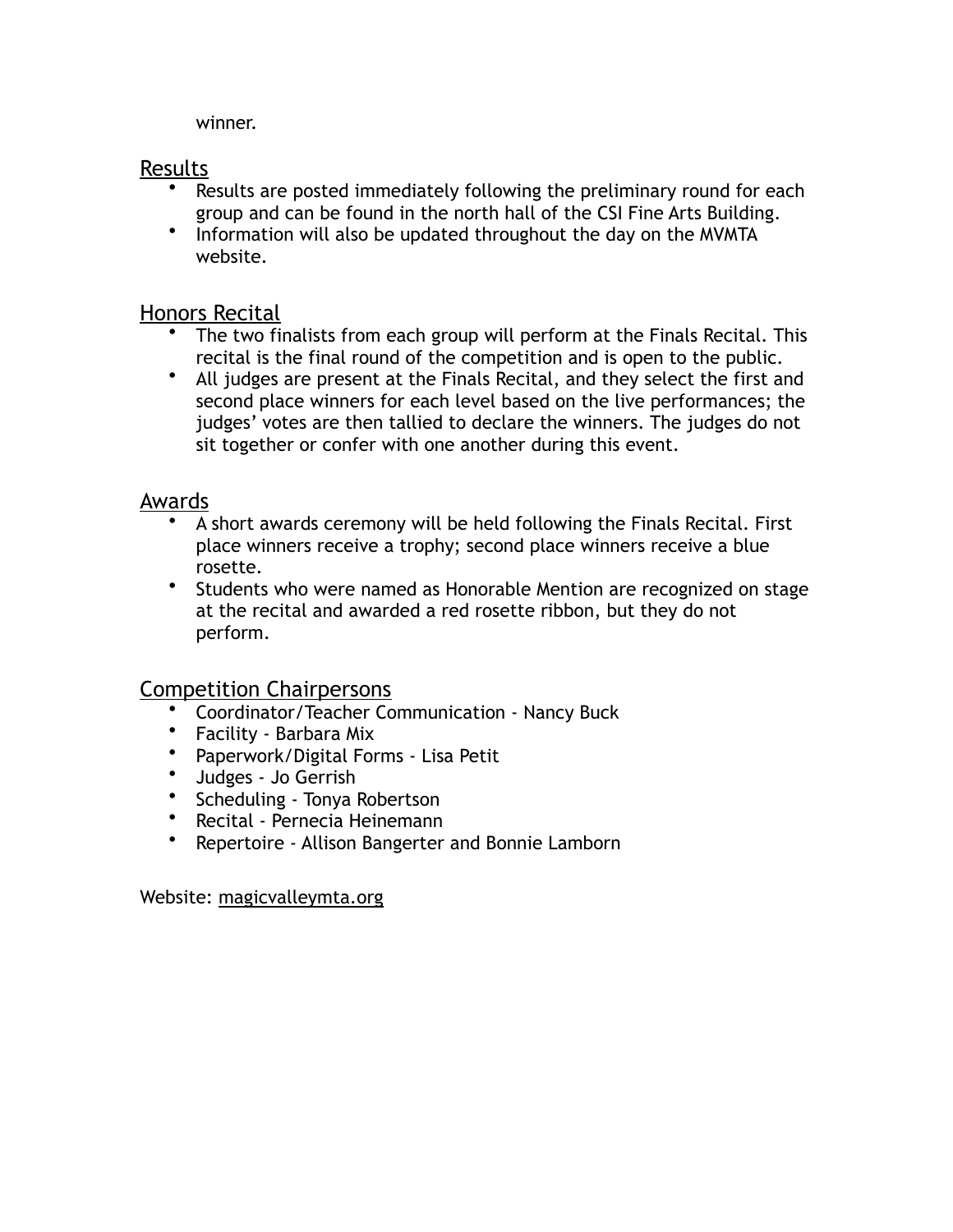winner.

## Results

- Results are posted immediately following the preliminary round for each group and can be found in the north hall of the CSI Fine Arts Building.
- Information will also be updated throughout the day on the MVMTA website.

## Honors Recital

- The two finalists from each group will perform at the Finals Recital. This recital is the final round of the competition and is open to the public.
- All judges are present at the Finals Recital, and they select the first and second place winners for each level based on the live performances; the judges' votes are then tallied to declare the winners. The judges do not sit together or confer with one another during this event.

## Awards

- A short awards ceremony will be held following the Finals Recital. First place winners receive a trophy; second place winners receive a blue rosette.
- Students who were named as Honorable Mention are recognized on stage at the recital and awarded a red rosette ribbon, but they do not perform.

## Competition Chairpersons

- Coordinator/Teacher Communication - Nancy Buck
- Facility - Barbara Mix
- Paperwork/Digital Forms - Lisa Petit
- Judges - Jo Gerrish
- Scheduling - Tonya Robertson
- Recital - Pernecia Heinemann
- Repertoire - Allison Bangerter and Bonnie Lamborn

Website: magicvalleymta.org